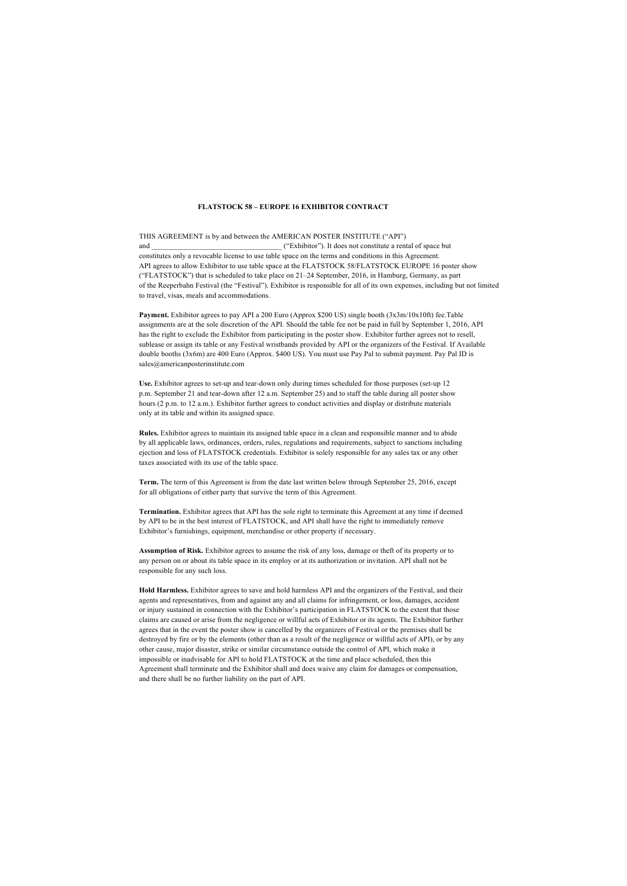**FLATSTOCK 58 – EUROPE 16 EXHIBITOR CONTRACT**

THIS AGREEMENT is by and between the AMERICAN POSTER INSTITUTE ("API") and ___________________________________ ("Exhibitor"). It does not constitute a rental of space but constitutes only a revocable license to use table space on the terms and conditions in this Agreement. API agrees to allow Exhibitor to use table space at the FLATSTOCK 58/FLATSTOCK EUROPE 16 poster show ("FLATSTOCK") that is scheduled to take place on 21–24 September, 2016, in Hamburg, Germany, as part of the Reeperbahn Festival (the "Festival"). Exhibitor is responsible for all of its own expenses, including but not limited to travel, visas, meals and accommodations.

**Payment.** Exhibitor agrees to pay API a 200 Euro (Approx $200 US) single booth (3x3m/10x10ft) fee.Table assignments are at the sole discretion of the API. Should the table fee not be paid in full by September 1, 2016, API has the right to exclude the Exhibitor from participating in the poster show. Exhibitor further agrees not to resell, sublease or assign its table or any Festival wristbands provided by API or the organizers of the Festival. If Available double booths (3x6m) are 400 Euro (Approx. $400 US). You must use Pay Pal to submit payment. Pay Pal ID is sales@americanposterinstitute.com

**Use.** Exhibitor agrees to set-up and tear-down only during times scheduled for those purposes (set-up 12 p.m. September 21 and tear-down after 12 a.m. September 25) and to staff the table during all poster show hours (2 p.m. to 12 a.m.). Exhibitor further agrees to conduct activities and display or distribute materials only at its table and within its assigned space.

**Rules.** Exhibitor agrees to maintain its assigned table space in a clean and responsible manner and to abide by all applicable laws, ordinances, orders, rules, regulations and requirements, subject to sanctions including ejection and loss of FLATSTOCK credentials. Exhibitor is solely responsible for any sales tax or any other taxes associated with its use of the table space.

**Term.** The term of this Agreement is from the date last written below through September 25, 2016, except for all obligations of either party that survive the term of this Agreement.

**Termination.** Exhibitor agrees that API has the sole right to terminate this Agreement at any time if deemed by API to be in the best interest of FLATSTOCK, and API shall have the right to immediately remove Exhibitor's furnishings, equipment, merchandise or other property if necessary.

**Assumption of Risk.** Exhibitor agrees to assume the risk of any loss, damage or theft of its property or to any person on or about its table space in its employ or at its authorization or invitation. API shall not be responsible for any such loss.

**Hold Harmless.** Exhibitor agrees to save and hold harmless API and the organizers of the Festival, and their agents and representatives, from and against any and all claims for infringement, or loss, damages, accident or injury sustained in connection with the Exhibitor's participation in FLATSTOCK to the extent that those claims are caused or arise from the negligence or willful acts of Exhibitor or its agents. The Exhibitor further agrees that in the event the poster show is cancelled by the organizers of Festival or the premises shall be destroyed by fire or by the elements (other than as a result of the negligence or willful acts of API), or by any other cause, major disaster, strike or similar circumstance outside the control of API, which make it impossible or inadvisable for API to hold FLATSTOCK at the time and place scheduled, then this Agreement shall terminate and the Exhibitor shall and does waive any claim for damages or compensation, and there shall be no further liability on the part of API.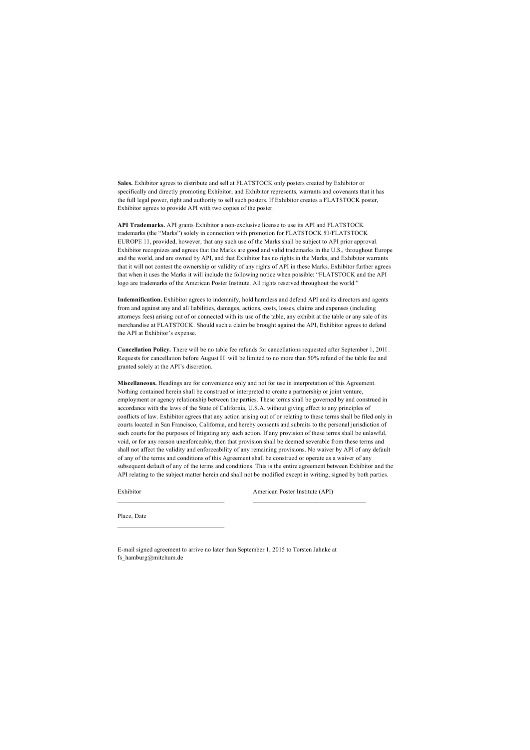**Sales.** Exhibitor agrees to distribute and sell at FLATSTOCK only posters created by Exhibitor or specifically and directly promoting Exhibitor; and Exhibitor represents, warrants and covenants that it has the full legal power, right and authority to sell such posters. If Exhibitor creates a FLATSTOCK poster, Exhibitor agrees to provide API with two copies of the poster.

**API Trademarks.** API grants Exhibitor a non-exclusive license to use its API and FLATSTOCK trademarks (the "Marks") solely in connection with promotion for FLATSTOCK 5□/FLATSTOCK EUROPE 1□, provided, however, that any such use of the Marks shall be subject to API prior approval. Exhibitor recognizes and agrees that the Marks are good and valid trademarks in the U.S., throughout Europe and the world, and are owned by API, and that Exhibitor has no rights in the Marks, and Exhibitor warrants that it will not contest the ownership or validity of any rights of API in these Marks. Exhibitor further agrees that when it uses the Marks it will include the following notice when possible: "FLATSTOCK and the API logo are trademarks of the American Poster Institute. All rights reserved throughout the world."

**Indemnification.** Exhibitor agrees to indemnify, hold harmless and defend API and its directors and agents from and against any and all liabilities, damages, actions, costs, losses, claims and expenses (including attorneys fees) arising out of or connected with its use of the table, any exhibit at the table or any sale of its merchandise at FLATSTOCK. Should such a claim be brought against the API, Exhibitor agrees to defend the API at Exhibitor's expense.

**Cancellation Policy.** There will be no table fee refunds for cancellations requested after September 1, 201□. Requests for cancellation before August □□ will be limited to no more than 50% refund of the table fee and granted solely at the API's discretion.

**Miscellaneous.** Headings are for convenience only and not for use in interpretation of this Agreement. Nothing contained herein shall be construed or interpreted to create a partnership or joint venture, employment or agency relationship between the parties. These terms shall be governed by and construed in accordance with the laws of the State of California, U.S.A. without giving effect to any principles of conflicts of law. Exhibitor agrees that any action arising out of or relating to these terms shall be filed only in courts located in San Francisco, California, and hereby consents and submits to the personal jurisdiction of such courts for the purposes of litigating any such action. If any provision of these terms shall be unlawful, void, or for any reason unenforceable, then that provision shall be deemed severable from these terms and shall not affect the validity and enforceability of any remaining provisions. No waiver by API of any default of any of the terms and conditions of this Agreement shall be construed or operate as a waiver of any subsequent default of any of the terms and conditions. This is the entire agreement between Exhibitor and the API relating to the subject matter herein and shall not be modified except in writing, signed by both parties.

Exhibitor

\_\_\_\_\_\_\_\_\_\_\_\_\_\_\_\_\_\_\_\_\_\_\_\_\_\_\_\_\_\_\_\_

American Poster Institute (API)

\_\_\_\_\_\_\_\_\_\_\_\_\_\_\_\_\_\_\_\_\_\_\_\_\_\_\_\_\_\_\_\_

Place, Date

\_\_\_\_\_\_\_\_\_\_\_\_\_\_\_\_\_\_\_\_\_\_\_\_\_\_\_\_\_\_\_\_

E-mail signed agreement to arrive no later than September 1, 2015 to Torsten Jahnke at fs_hamburg@mitchum.de